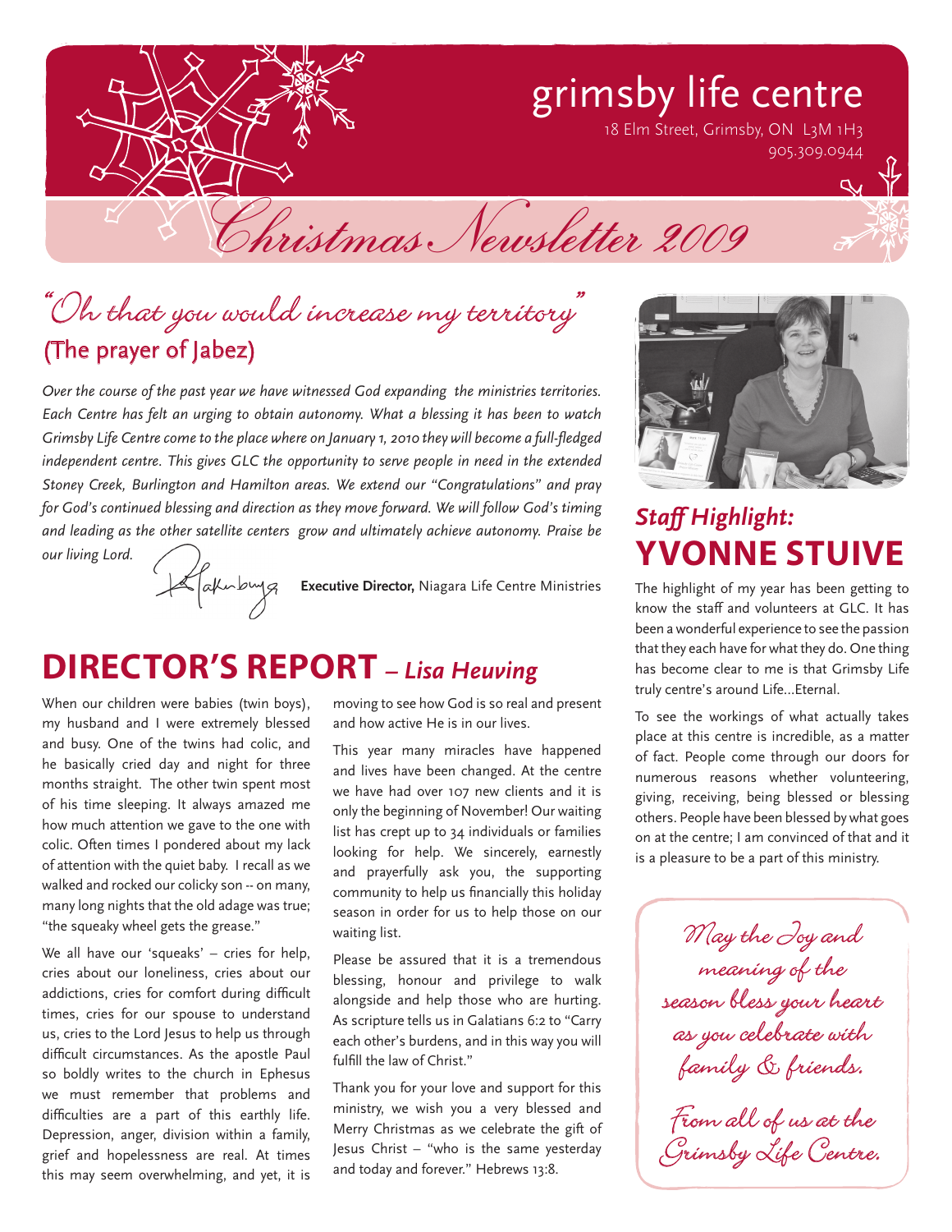# grimsby life centre

18 Elm Street, Grimsby, ON L3M 1H3
905.309.0944

## Christmas Newsletter 2009

## "Oh that you would increase my territory"
### (The prayer of Jabez)

*Over the course of the past year we have witnessed God expanding the ministries territories. Each Centre has felt an urging to obtain autonomy. What a blessing it has been to watch Grimsby Life Centre come to the place where on January 1, 2010 they will become a full-fledged independent centre. This gives GLC the opportunity to serve people in need in the extended Stoney Creek, Burlington and Hamilton areas. We extend our "Congratulations" and pray for God's continued blessing and direction as they move forward. We will follow God's timing and leading as the other satellite centers grow and ultimately achieve autonomy. Praise be our living Lord.*

**Executive Director,** Niagara Life Centre Ministries

## DIRECTOR'S REPORT – *Lisa Heuving*

When our children were babies (twin boys), my husband and I were extremely blessed and busy. One of the twins had colic, and he basically cried day and night for three months straight. The other twin spent most of his time sleeping. It always amazed me how much attention we gave to the one with colic. Often times I pondered about my lack of attention with the quiet baby. I recall as we walked and rocked our colicky son -- on many, many long nights that the old adage was true; "the squeaky wheel gets the grease."

We all have our 'squeaks' – cries for help, cries about our loneliness, cries about our addictions, cries for comfort during difficult times, cries for our spouse to understand us, cries to the Lord Jesus to help us through difficult circumstances. As the apostle Paul so boldly writes to the church in Ephesus we must remember that problems and difficulties are a part of this earthly life. Depression, anger, division within a family, grief and hopelessness are real. At times this may seem overwhelming, and yet, it is moving to see how God is so real and present and how active He is in our lives.

This year many miracles have happened and lives have been changed. At the centre we have had over 107 new clients and it is only the beginning of November! Our waiting list has crept up to 34 individuals or families looking for help. We sincerely, earnestly and prayerfully ask you, the supporting community to help us financially this holiday season in order for us to help those on our waiting list.

Please be assured that it is a tremendous blessing, honour and privilege to walk alongside and help those who are hurting. As scripture tells us in Galatians 6:2 to "Carry each other's burdens, and in this way you will fulfill the law of Christ."

Thank you for your love and support for this ministry, we wish you a very blessed and Merry Christmas as we celebrate the gift of Jesus Christ – "who is the same yesterday and today and forever." Hebrews 13:8.

## *Staff Highlight:* YVONNE STUIVE

The highlight of my year has been getting to know the staff and volunteers at GLC. It has been a wonderful experience to see the passion that they each have for what they do. One thing has become clear to me is that Grimsby Life truly centre's around Life...Eternal.

To see the workings of what actually takes place at this centre is incredible, as a matter of fact. People come through our doors for numerous reasons whether volunteering, giving, receiving, being blessed or blessing others. People have been blessed by what goes on at the centre; I am convinced of that and it is a pleasure to be a part of this ministry.

*May the Joy and meaning of the season bless your heart as you celebrate with family & friends.*

*From all of us at the Grimsby Life Centre.*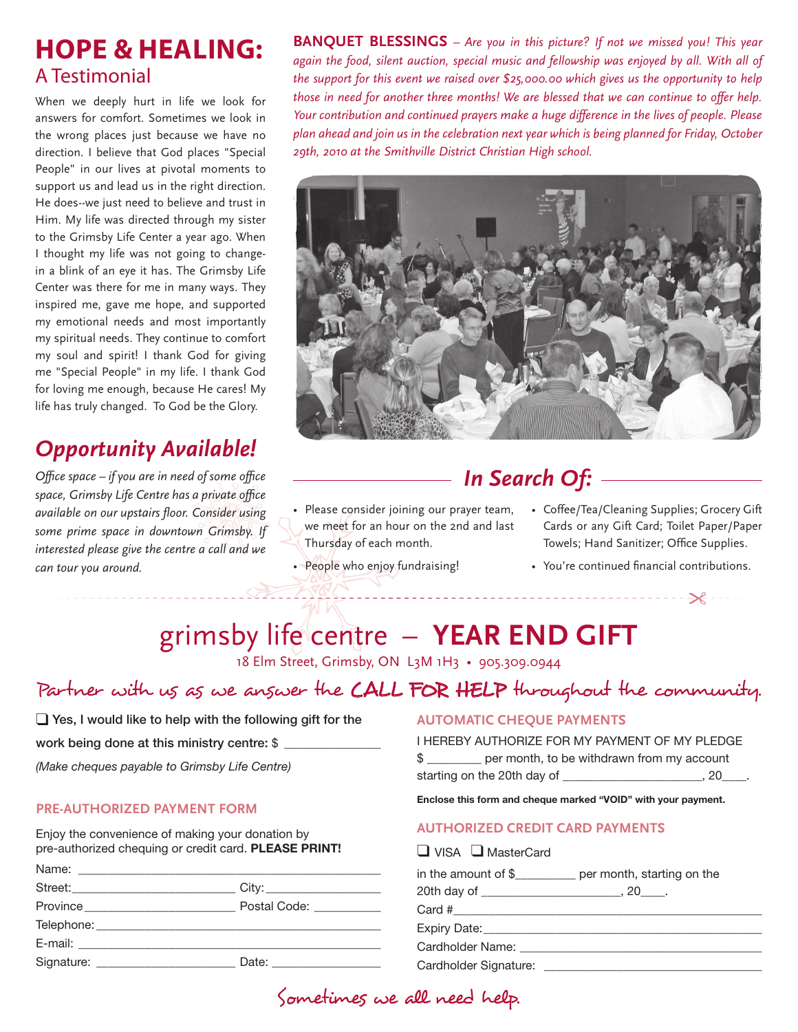# HOPE & HEALING:
## A Testimonial

When we deeply hurt in life we look for answers for comfort. Sometimes we look in the wrong places just because we have no direction. I believe that God places "Special People" in our lives at pivotal moments to support us and lead us in the right direction. He does--we just need to believe and trust in Him. My life was directed through my sister to the Grimsby Life Center a year ago. When I thought my life was not going to change- in a blink of an eye it has. The Grimsby Life Center was there for me in many ways. They inspired me, gave me hope, and supported my emotional needs and most importantly my spiritual needs. They continue to comfort my soul and spirit! I thank God for giving me "Special People" in my life. I thank God for loving me enough, because He cares! My life has truly changed. To God be the Glory.

## *Opportunity Available!*

*Office space – if you are in need of some office space, Grimsby Life Centre has a private office available on our upstairs floor. Consider using some prime space in downtown Grimsby. If interested please give the centre a call and we can tour you around.*

**BANQUET BLESSINGS** – *Are you in this picture? If not we missed you! This year again the food, silent auction, special music and fellowship was enjoyed by all. With all of the support for this event we raised over $25,000.00 which gives us the opportunity to help those in need for another three months! We are blessed that we can continue to offer help. Your contribution and continued prayers make a huge difference in the lives of people. Please plan ahead and join us in the celebration next year which is being planned for Friday, October 29th, 2010 at the Smithville District Christian High school.*

## *In Search Of:*

- Please consider joining our prayer team, we meet for an hour on the 2nd and last Thursday of each month.
- People who enjoy fundraising!
- Coffee/Tea/Cleaning Supplies; Grocery Gift Cards or any Gift Card; Toilet Paper/Paper Towels; Hand Sanitizer; Office Supplies.
- You're continued financial contributions.

# grimsby life centre – **YEAR END GIFT**

18 Elm Street, Grimsby, ON L3M 1H3 • 905.309.0944

Partner with us as we answer the **CALL FOR HELP** throughout the community.

❑ **Yes, I would like to help with the following gift for the work being done at this ministry centre:** $ ______________

*(Make cheques payable to Grimsby Life Centre)*

### PRE-AUTHORIZED PAYMENT FORM

Enjoy the convenience of making your donation by pre-authorized chequing or credit card. **PLEASE PRINT!**

Name: ______________________________________________

Street: ________________________ City: ________________

Province ______________________ Postal Code: __________

Telephone: __________________________________________

E-mail: _____________________________________________

Signature: ____________________ Date: ________________

### AUTOMATIC CHEQUE PAYMENTS

I HEREBY AUTHORIZE FOR MY PAYMENT OF MY PLEDGE $ ________ per month, to be withdrawn from my account starting on the 20th day of ____________________, 20___.

**Enclose this form and cheque marked "VOID" with your payment.**

### AUTHORIZED CREDIT CARD PAYMENTS

❑ VISA ❑ MasterCard

in the amount of $_________ per month, starting on the 20th day of _____________________, 20___.

Card #______________________________________________

Expiry Date:__________________________________________

Cardholder Name: ____________________________________

Cardholder Signature: _________________________________

Sometimes we all need help.